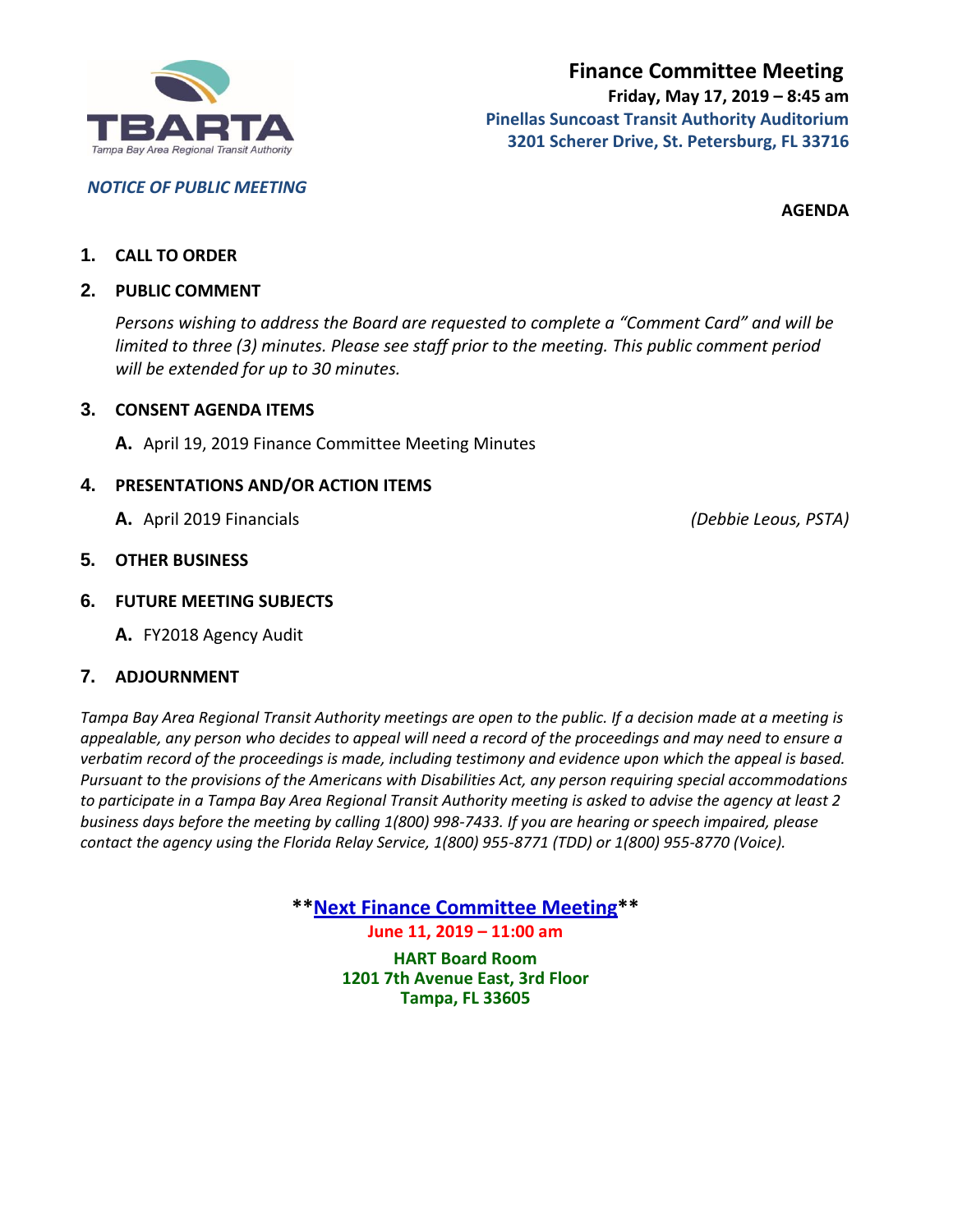TBARTA
Tampa Bay Area Regional Transit Authority

# Finance Committee Meeting

**Friday, May 17, 2019 – 8:45 am**
**Pinellas Suncoast Transit Authority Auditorium**
**3201 Scherer Drive, St. Petersburg, FL 33716**

***NOTICE OF PUBLIC MEETING***

**AGENDA**

1. **CALL TO ORDER**

2. **PUBLIC COMMENT**

   *Persons wishing to address the Board are requested to complete a "Comment Card" and will be limited to three (3) minutes. Please see staff prior to the meeting. This public comment period will be extended for up to 30 minutes.*

3. **CONSENT AGENDA ITEMS**

   **A.** April 19, 2019 Finance Committee Meeting Minutes

4. **PRESENTATIONS AND/OR ACTION ITEMS**

   **A.** April 2019 Financials *(Debbie Leous, PSTA)*

5. **OTHER BUSINESS**

6. **FUTURE MEETING SUBJECTS**

   **A.** FY2018 Agency Audit

7. **ADJOURNMENT**

*Tampa Bay Area Regional Transit Authority meetings are open to the public. If a decision made at a meeting is appealable, any person who decides to appeal will need a record of the proceedings and may need to ensure a verbatim record of the proceedings is made, including testimony and evidence upon which the appeal is based. Pursuant to the provisions of the Americans with Disabilities Act, any person requiring special accommodations to participate in a Tampa Bay Area Regional Transit Authority meeting is asked to advise the agency at least 2 business days before the meeting by calling 1(800) 998-7433. If you are hearing or speech impaired, please contact the agency using the Florida Relay Service, 1(800) 955-8771 (TDD) or 1(800) 955-8770 (Voice).*

**\*\*Next Finance Committee Meeting\*\***
**June 11, 2019 – 11:00 am**
**HART Board Room**
**1201 7th Avenue East, 3rd Floor**
**Tampa, FL 33605**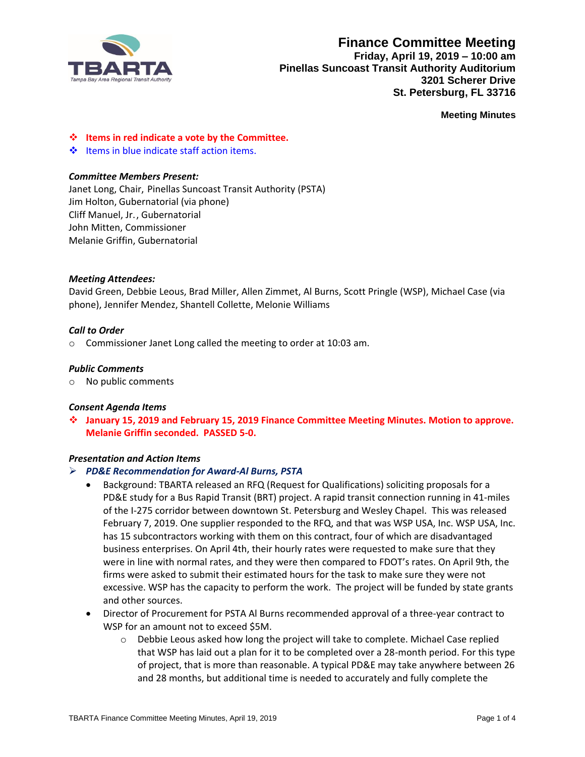**TBARTA**
*Tampa Bay Area Regional Transit Authority*

# Finance Committee Meeting

**Friday, April 19, 2019 – 10:00 am**
**Pinellas Suncoast Transit Authority Auditorium**
**3201 Scherer Drive**
**St. Petersburg, FL 33716**

**Meeting Minutes**

- ❖ **Items in red indicate a vote by the Committee.**
- ❖ Items in blue indicate staff action items.

### *Committee Members Present:*

Janet Long, Chair, Pinellas Suncoast Transit Authority (PSTA)
Jim Holton, Gubernatorial (via phone)
Cliff Manuel, Jr., Gubernatorial
John Mitten, Commissioner
Melanie Griffin, Gubernatorial

### *Meeting Attendees:*

David Green, Debbie Leous, Brad Miller, Allen Zimmet, Al Burns, Scott Pringle (WSP), Michael Case (via phone), Jennifer Mendez, Shantell Collette, Melonie Williams

### *Call to Order*

- Commissioner Janet Long called the meeting to order at 10:03 am.

### *Public Comments*

- No public comments

### *Consent Agenda Items*

- ❖ **January 15, 2019 and February 15, 2019 Finance Committee Meeting Minutes. Motion to approve. Melanie Griffin seconded. PASSED 5-0.**

### *Presentation and Action Items*

- ***PD&E Recommendation for Award-Al Burns, PSTA***
  - Background: TBARTA released an RFQ (Request for Qualifications) soliciting proposals for a PD&E study for a Bus Rapid Transit (BRT) project. A rapid transit connection running in 41-miles of the I-275 corridor between downtown St. Petersburg and Wesley Chapel. This was released February 7, 2019. One supplier responded to the RFQ, and that was WSP USA, Inc. WSP USA, Inc. has 15 subcontractors working with them on this contract, four of which are disadvantaged business enterprises. On April 4th, their hourly rates were requested to make sure that they were in line with normal rates, and they were then compared to FDOT's rates. On April 9th, the firms were asked to submit their estimated hours for the task to make sure they were not excessive. WSP has the capacity to perform the work. The project will be funded by state grants and other sources.
  - Director of Procurement for PSTA Al Burns recommended approval of a three-year contract to WSP for an amount not to exceed $5M.
    - Debbie Leous asked how long the project will take to complete. Michael Case replied that WSP has laid out a plan for it to be completed over a 28-month period. For this type of project, that is more than reasonable. A typical PD&E may take anywhere between 26 and 28 months, but additional time is needed to accurately and fully complete the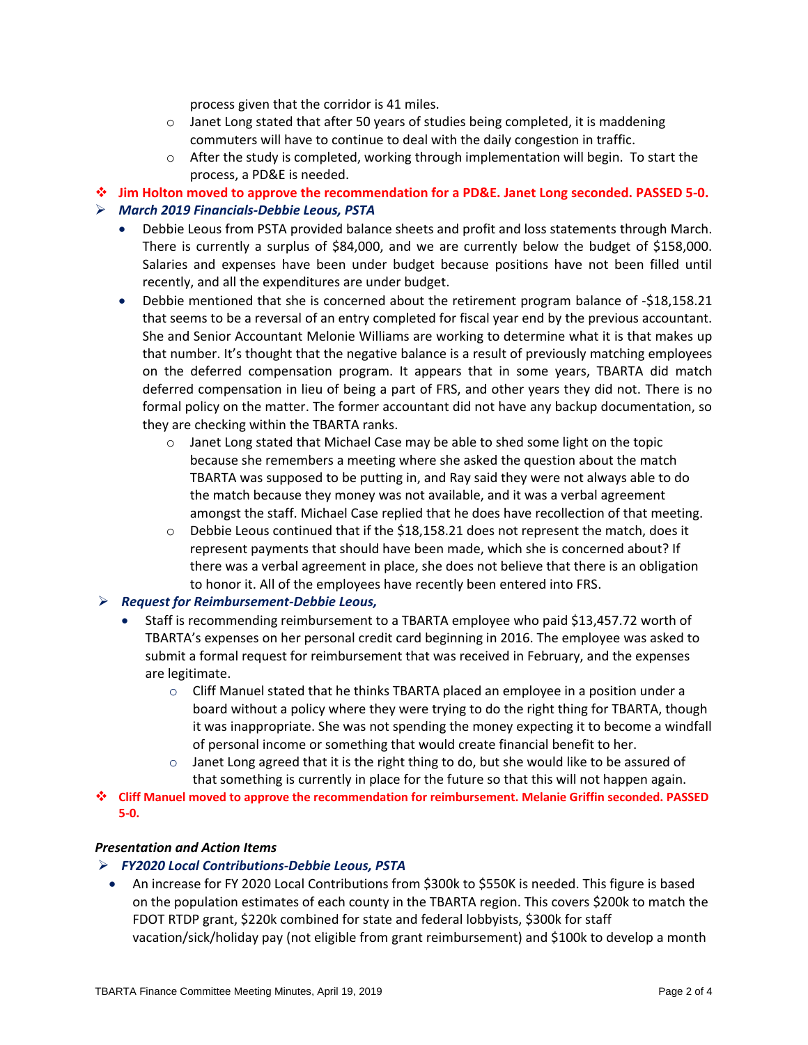process given that the corridor is 41 miles.
    - Janet Long stated that after 50 years of studies being completed, it is maddening commuters will have to continue to deal with the daily congestion in traffic.
    - After the study is completed, working through implementation will begin. To start the process, a PD&E is needed.

❖ **Jim Holton moved to approve the recommendation for a PD&E. Janet Long seconded. PASSED 5-0.**

➢ ***March 2019 Financials-Debbie Leous, PSTA***

- Debbie Leous from PSTA provided balance sheets and profit and loss statements through March. There is currently a surplus of $84,000, and we are currently below the budget of $158,000. Salaries and expenses have been under budget because positions have not been filled until recently, and all the expenditures are under budget.
- Debbie mentioned that she is concerned about the retirement program balance of -$18,158.21 that seems to be a reversal of an entry completed for fiscal year end by the previous accountant. She and Senior Accountant Melonie Williams are working to determine what it is that makes up that number. It's thought that the negative balance is a result of previously matching employees on the deferred compensation program. It appears that in some years, TBARTA did match deferred compensation in lieu of being a part of FRS, and other years they did not. There is no formal policy on the matter. The former accountant did not have any backup documentation, so they are checking within the TBARTA ranks.
    - Janet Long stated that Michael Case may be able to shed some light on the topic because she remembers a meeting where she asked the question about the match TBARTA was supposed to be putting in, and Ray said they were not always able to do the match because they money was not available, and it was a verbal agreement amongst the staff. Michael Case replied that he does have recollection of that meeting.
    - Debbie Leous continued that if the $18,158.21 does not represent the match, does it represent payments that should have been made, which she is concerned about? If there was a verbal agreement in place, she does not believe that there is an obligation to honor it. All of the employees have recently been entered into FRS.

➢ ***Request for Reimbursement-Debbie Leous,***

- Staff is recommending reimbursement to a TBARTA employee who paid $13,457.72 worth of TBARTA's expenses on her personal credit card beginning in 2016. The employee was asked to submit a formal request for reimbursement that was received in February, and the expenses are legitimate.
    - Cliff Manuel stated that he thinks TBARTA placed an employee in a position under a board without a policy where they were trying to do the right thing for TBARTA, though it was inappropriate. She was not spending the money expecting it to become a windfall of personal income or something that would create financial benefit to her.
    - Janet Long agreed that it is the right thing to do, but she would like to be assured of that something is currently in place for the future so that this will not happen again.

❖ **Cliff Manuel moved to approve the recommendation for reimbursement. Melanie Griffin seconded. PASSED 5-0.**

***Presentation and Action Items***

➢ ***FY2020 Local Contributions-Debbie Leous, PSTA***

- An increase for FY 2020 Local Contributions from $300k to $550K is needed. This figure is based on the population estimates of each county in the TBARTA region. This covers $200k to match the FDOT RTDP grant, $220k combined for state and federal lobbyists, $300k for staff vacation/sick/holiday pay (not eligible from grant reimbursement) and $100k to develop a month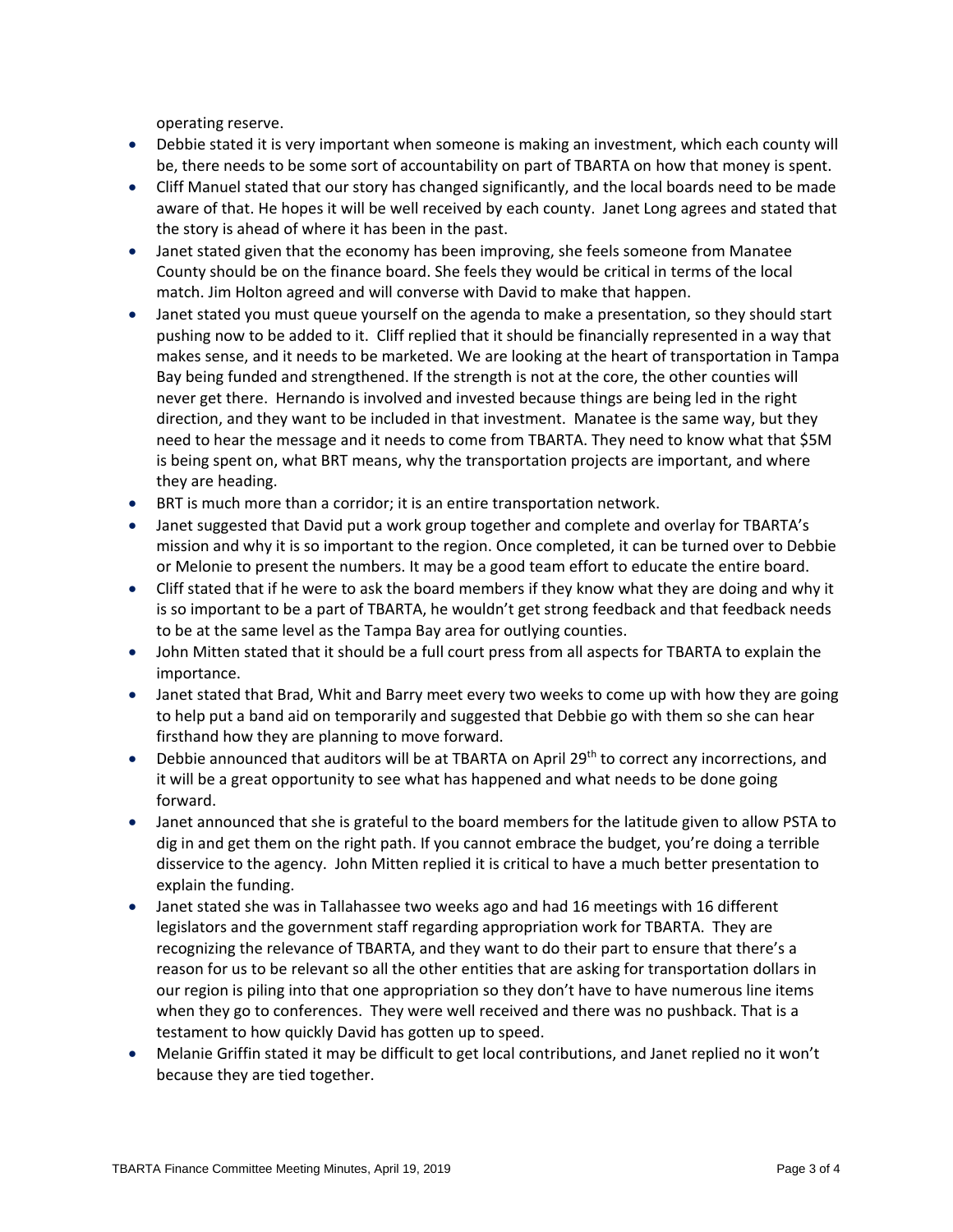operating reserve.

- Debbie stated it is very important when someone is making an investment, which each county will be, there needs to be some sort of accountability on part of TBARTA on how that money is spent.
- Cliff Manuel stated that our story has changed significantly, and the local boards need to be made aware of that. He hopes it will be well received by each county. Janet Long agrees and stated that the story is ahead of where it has been in the past.
- Janet stated given that the economy has been improving, she feels someone from Manatee County should be on the finance board. She feels they would be critical in terms of the local match. Jim Holton agreed and will converse with David to make that happen.
- Janet stated you must queue yourself on the agenda to make a presentation, so they should start pushing now to be added to it. Cliff replied that it should be financially represented in a way that makes sense, and it needs to be marketed. We are looking at the heart of transportation in Tampa Bay being funded and strengthened. If the strength is not at the core, the other counties will never get there. Hernando is involved and invested because things are being led in the right direction, and they want to be included in that investment. Manatee is the same way, but they need to hear the message and it needs to come from TBARTA. They need to know what that $5M is being spent on, what BRT means, why the transportation projects are important, and where they are heading.
- BRT is much more than a corridor; it is an entire transportation network.
- Janet suggested that David put a work group together and complete and overlay for TBARTA's mission and why it is so important to the region. Once completed, it can be turned over to Debbie or Melonie to present the numbers. It may be a good team effort to educate the entire board.
- Cliff stated that if he were to ask the board members if they know what they are doing and why it is so important to be a part of TBARTA, he wouldn't get strong feedback and that feedback needs to be at the same level as the Tampa Bay area for outlying counties.
- John Mitten stated that it should be a full court press from all aspects for TBARTA to explain the importance.
- Janet stated that Brad, Whit and Barry meet every two weeks to come up with how they are going to help put a band aid on temporarily and suggested that Debbie go with them so she can hear firsthand how they are planning to move forward.
- Debbie announced that auditors will be at TBARTA on April 29th to correct any incorrections, and it will be a great opportunity to see what has happened and what needs to be done going forward.
- Janet announced that she is grateful to the board members for the latitude given to allow PSTA to dig in and get them on the right path. If you cannot embrace the budget, you're doing a terrible disservice to the agency. John Mitten replied it is critical to have a much better presentation to explain the funding.
- Janet stated she was in Tallahassee two weeks ago and had 16 meetings with 16 different legislators and the government staff regarding appropriation work for TBARTA. They are recognizing the relevance of TBARTA, and they want to do their part to ensure that there's a reason for us to be relevant so all the other entities that are asking for transportation dollars in our region is piling into that one appropriation so they don't have to have numerous line items when they go to conferences. They were well received and there was no pushback. That is a testament to how quickly David has gotten up to speed.
- Melanie Griffin stated it may be difficult to get local contributions, and Janet replied no it won't because they are tied together.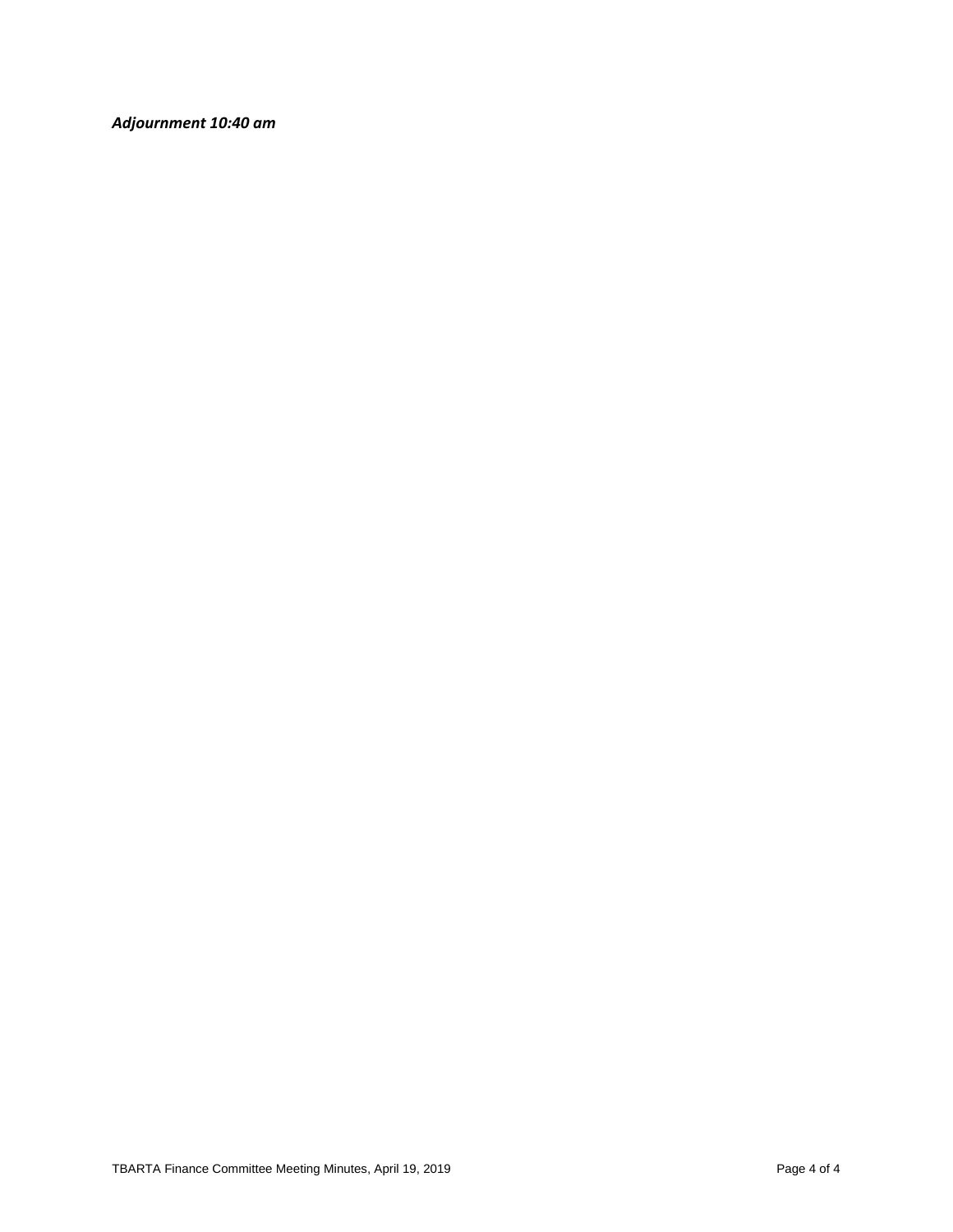***Adjournment 10:40 am***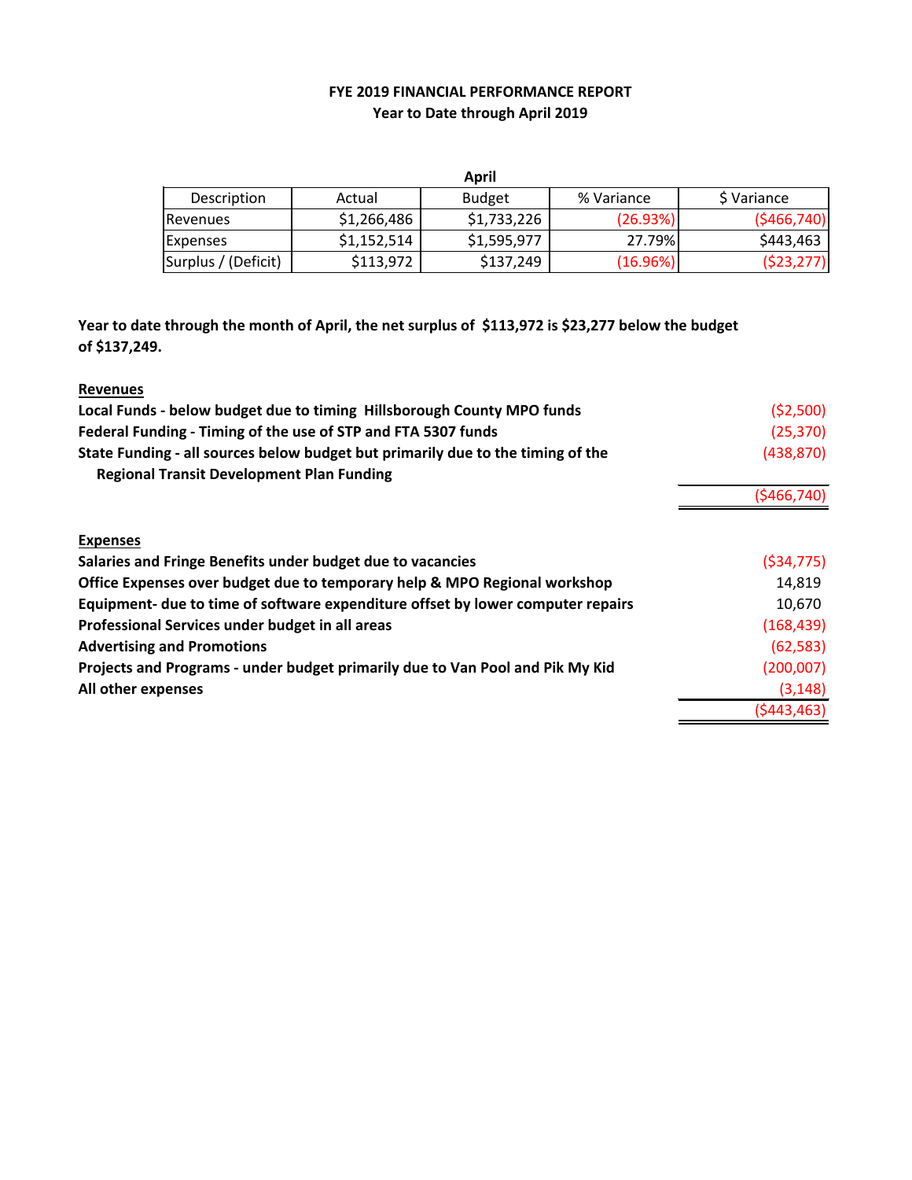**FYE 2019 FINANCIAL PERFORMANCE REPORT**
**Year to Date through April 2019**

| April | | | | |
|---|---|---|---|---|
| Description | Actual | Budget | % Variance | $ Variance |
| Revenues | $1,266,486 | $1,733,226 | (26.93%) | ($466,740) |
| Expenses | $1,152,514 | $1,595,977 | 27.79% | $443,463 |
| Surplus / (Deficit) | $113,972 | $137,249 | (16.96%) | ($23,277) |

**Year to date through the month of April, the net surplus of $113,972 is $23,277 below the budget of $137,249.**

**Revenues**

| | |
|---|---|
| **Local Funds - below budget due to timing Hillsborough County MPO funds** | ($2,500) |
| **Federal Funding - Timing of the use of STP and FTA 5307 funds** | (25,370) |
| **State Funding - all sources below budget but primarily due to the timing of the Regional Transit Development Plan Funding** | (438,870) |
| | ($466,740) |

**Expenses**

| | |
|---|---|
| **Salaries and Fringe Benefits under budget due to vacancies** | ($34,775) |
| **Office Expenses over budget due to temporary help & MPO Regional workshop** | 14,819 |
| **Equipment- due to time of software expenditure offset by lower computer repairs** | 10,670 |
| **Professional Services under budget in all areas** | (168,439) |
| **Advertising and Promotions** | (62,583) |
| **Projects and Programs - under budget primarily due to Van Pool and Pik My Kid** | (200,007) |
| **All other expenses** | (3,148) |
| | ($443,463) |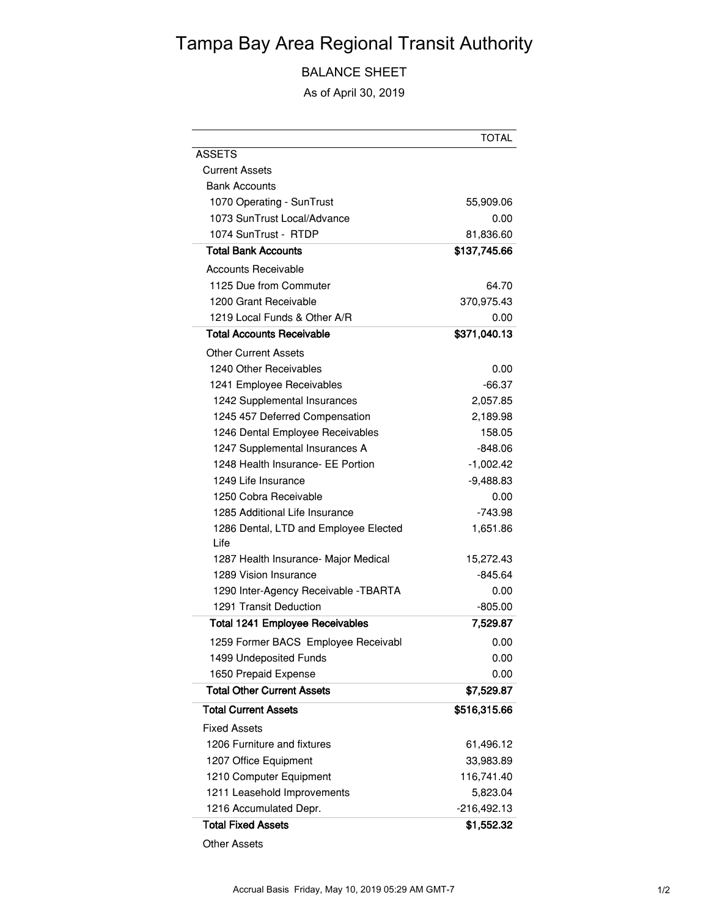# Tampa Bay Area Regional Transit Authority

## BALANCE SHEET

As of April 30, 2019

| | TOTAL |
|---|---|
| ASSETS | |
| Current Assets | |
| Bank Accounts | |
| 1070 Operating - SunTrust | 55,909.06 |
| 1073 SunTrust Local/Advance | 0.00 |
| 1074 SunTrust - RTDP | 81,836.60 |
| **Total Bank Accounts** | **$137,745.66** |
| Accounts Receivable | |
| 1125 Due from Commuter | 64.70 |
| 1200 Grant Receivable | 370,975.43 |
| 1219 Local Funds & Other A/R | 0.00 |
| **Total Accounts Receivable** | **$371,040.13** |
| Other Current Assets | |
| 1240 Other Receivables | 0.00 |
| 1241 Employee Receivables | -66.37 |
| 1242 Supplemental Insurances | 2,057.85 |
| 1245 457 Deferred Compensation | 2,189.98 |
| 1246 Dental Employee Receivables | 158.05 |
| 1247 Supplemental Insurances A | -848.06 |
| 1248 Health Insurance- EE Portion | -1,002.42 |
| 1249 Life Insurance | -9,488.83 |
| 1250 Cobra Receivable | 0.00 |
| 1285 Additional Life Insurance | -743.98 |
| 1286 Dental, LTD and Employee Elected Life | 1,651.86 |
| 1287 Health Insurance- Major Medical | 15,272.43 |
| 1289 Vision Insurance | -845.64 |
| 1290 Inter-Agency Receivable -TBARTA | 0.00 |
| 1291 Transit Deduction | -805.00 |
| **Total 1241 Employee Receivables** | **7,529.87** |
| 1259 Former BACS Employee Receivabl | 0.00 |
| 1499 Undeposited Funds | 0.00 |
| 1650 Prepaid Expense | 0.00 |
| **Total Other Current Assets** | **$7,529.87** |
| **Total Current Assets** | **$516,315.66** |
| Fixed Assets | |
| 1206 Furniture and fixtures | 61,496.12 |
| 1207 Office Equipment | 33,983.89 |
| 1210 Computer Equipment | 116,741.40 |
| 1211 Leasehold Improvements | 5,823.04 |
| 1216 Accumulated Depr. | -216,492.13 |
| **Total Fixed Assets** | **$1,552.32** |
| Other Assets | |

Accrual Basis Friday, May 10, 2019 05:29 AM GMT-7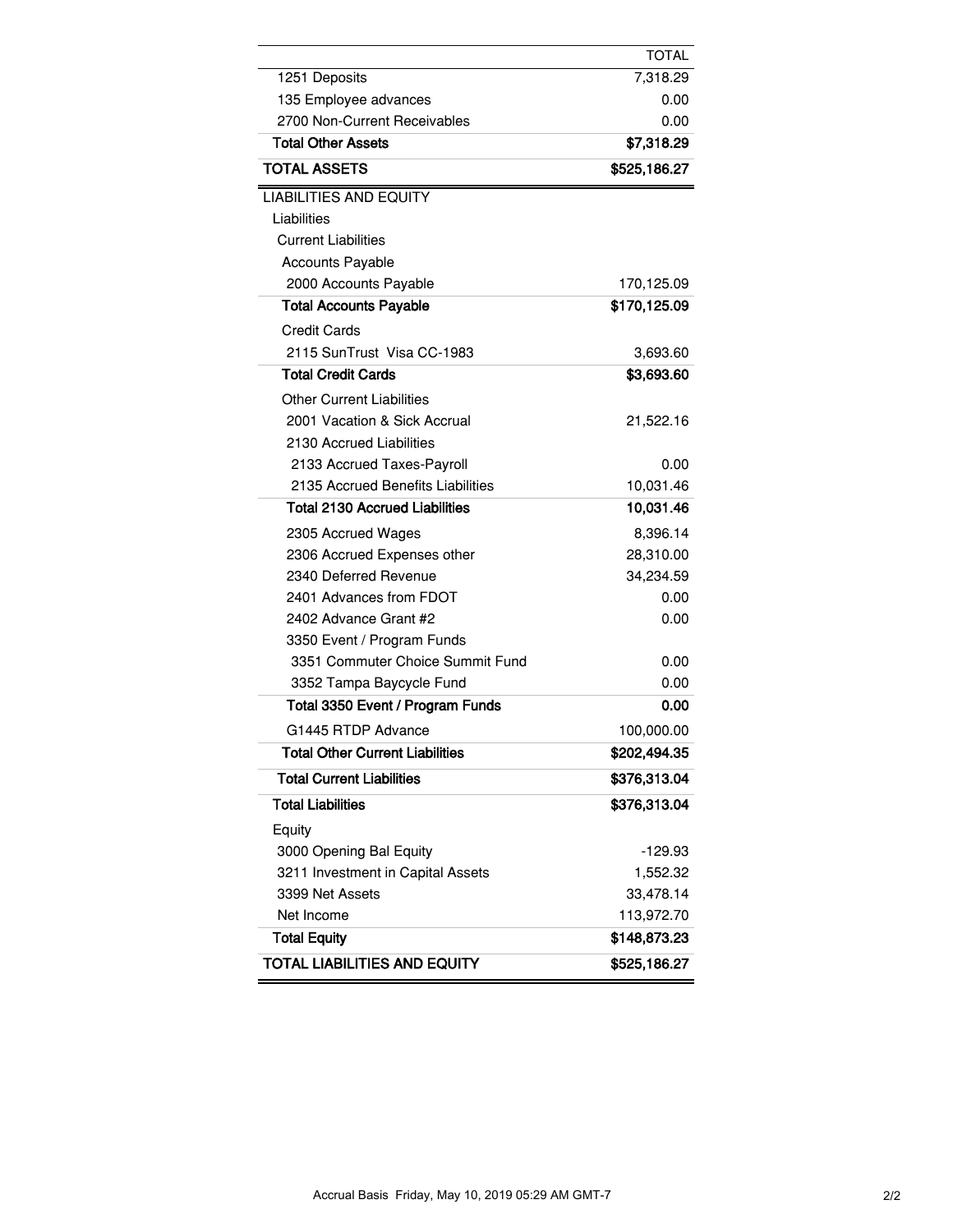| | TOTAL |
|---|---:|
| 1251 Deposits | 7,318.29 |
| 135 Employee advances | 0.00 |
| 2700 Non-Current Receivables | 0.00 |
| **Total Other Assets** | **$7,318.29** |
| **TOTAL ASSETS** | **$525,186.27** |
| LIABILITIES AND EQUITY | |
| Liabilities | |
| Current Liabilities | |
| Accounts Payable | |
| 2000 Accounts Payable | 170,125.09 |
| **Total Accounts Payable** | **$170,125.09** |
| Credit Cards | |
| 2115 SunTrust Visa CC-1983 | 3,693.60 |
| **Total Credit Cards** | **$3,693.60** |
| Other Current Liabilities | |
| 2001 Vacation & Sick Accrual | 21,522.16 |
| 2130 Accrued Liabilities | |
| 2133 Accrued Taxes-Payroll | 0.00 |
| 2135 Accrued Benefits Liabilities | 10,031.46 |
| **Total 2130 Accrued Liabilities** | **10,031.46** |
| 2305 Accrued Wages | 8,396.14 |
| 2306 Accrued Expenses other | 28,310.00 |
| 2340 Deferred Revenue | 34,234.59 |
| 2401 Advances from FDOT | 0.00 |
| 2402 Advance Grant #2 | 0.00 |
| 3350 Event / Program Funds | |
| 3351 Commuter Choice Summit Fund | 0.00 |
| 3352 Tampa Baycycle Fund | 0.00 |
| **Total 3350 Event / Program Funds** | **0.00** |
| G1445 RTDP Advance | 100,000.00 |
| **Total Other Current Liabilities** | **$202,494.35** |
| **Total Current Liabilities** | **$376,313.04** |
| **Total Liabilities** | **$376,313.04** |
| Equity | |
| 3000 Opening Bal Equity | -129.93 |
| 3211 Investment in Capital Assets | 1,552.32 |
| 3399 Net Assets | 33,478.14 |
| Net Income | 113,972.70 |
| **Total Equity** | **$148,873.23** |
| **TOTAL LIABILITIES AND EQUITY** | **$525,186.27** |

Accrual Basis Friday, May 10, 2019 05:29 AM GMT-7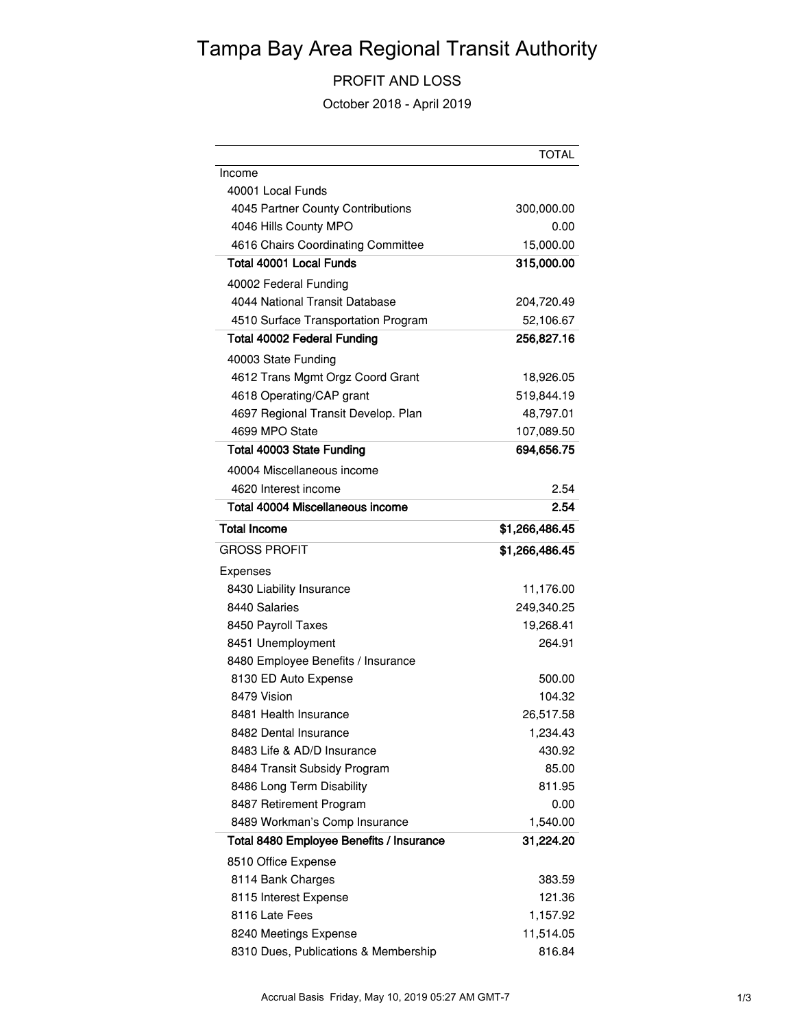# Tampa Bay Area Regional Transit Authority

PROFIT AND LOSS

October 2018 - April 2019

| | TOTAL |
|---|---|
| Income | |
| 40001 Local Funds | |
| 4045 Partner County Contributions | 300,000.00 |
| 4046 Hills County MPO | 0.00 |
| 4616 Chairs Coordinating Committee | 15,000.00 |
| **Total 40001 Local Funds** | **315,000.00** |
| 40002 Federal Funding | |
| 4044 National Transit Database | 204,720.49 |
| 4510 Surface Transportation Program | 52,106.67 |
| **Total 40002 Federal Funding** | **256,827.16** |
| 40003 State Funding | |
| 4612 Trans Mgmt Orgz Coord Grant | 18,926.05 |
| 4618 Operating/CAP grant | 519,844.19 |
| 4697 Regional Transit Develop. Plan | 48,797.01 |
| 4699 MPO State | 107,089.50 |
| **Total 40003 State Funding** | **694,656.75** |
| 40004 Miscellaneous income | |
| 4620 Interest income | 2.54 |
| **Total 40004 Miscellaneous income** | **2.54** |
| **Total Income** | **$1,266,486.45** |
| GROSS PROFIT | **$1,266,486.45** |
| Expenses | |
| 8430 Liability Insurance | 11,176.00 |
| 8440 Salaries | 249,340.25 |
| 8450 Payroll Taxes | 19,268.41 |
| 8451 Unemployment | 264.91 |
| 8480 Employee Benefits / Insurance | |
| 8130 ED Auto Expense | 500.00 |
| 8479 Vision | 104.32 |
| 8481 Health Insurance | 26,517.58 |
| 8482 Dental Insurance | 1,234.43 |
| 8483 Life & AD/D Insurance | 430.92 |
| 8484 Transit Subsidy Program | 85.00 |
| 8486 Long Term Disability | 811.95 |
| 8487 Retirement Program | 0.00 |
| 8489 Workman's Comp Insurance | 1,540.00 |
| **Total 8480 Employee Benefits / Insurance** | **31,224.20** |
| 8510 Office Expense | |
| 8114 Bank Charges | 383.59 |
| 8115 Interest Expense | 121.36 |
| 8116 Late Fees | 1,157.92 |
| 8240 Meetings Expense | 11,514.05 |
| 8310 Dues, Publications & Membership | 816.84 |

Accrual Basis Friday, May 10, 2019 05:27 AM GMT-7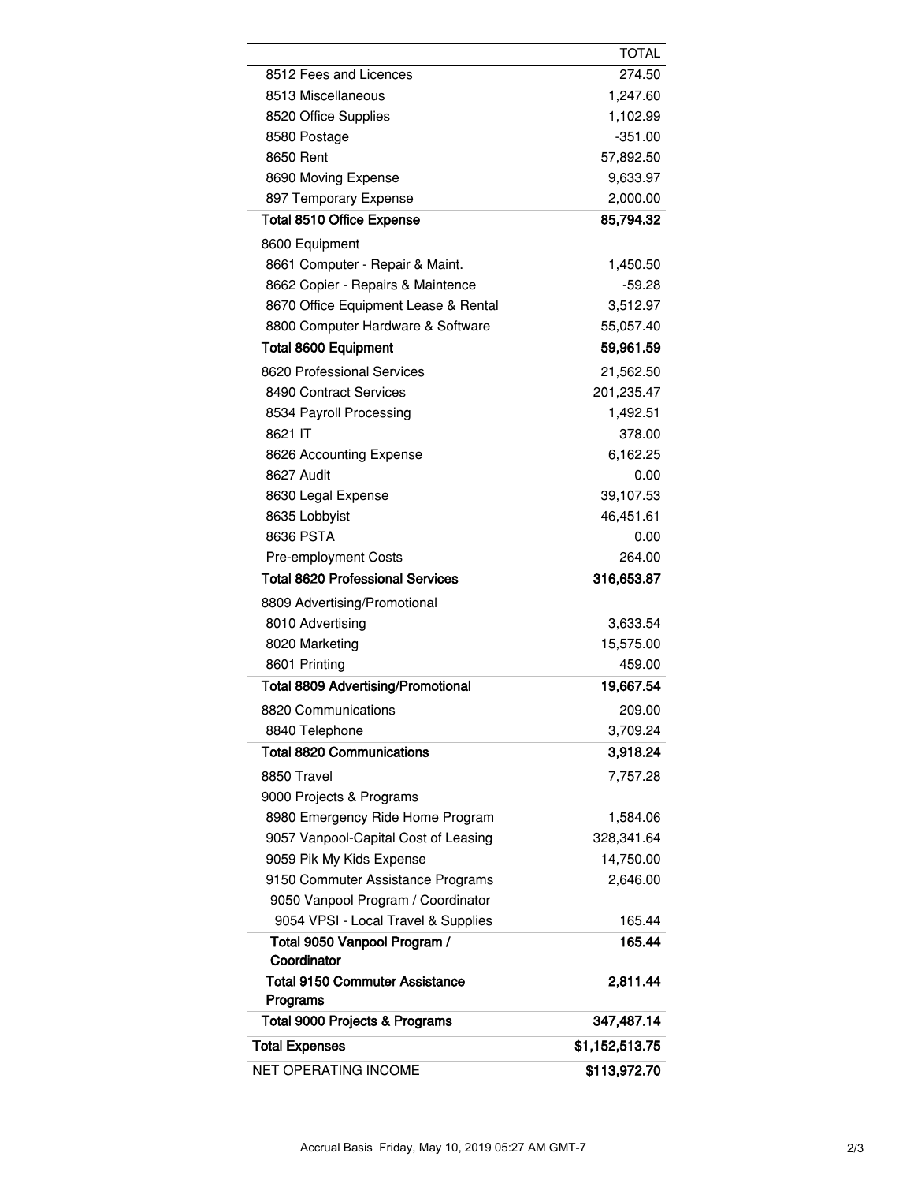| | TOTAL |
|---|---|
| 8512 Fees and Licences | 274.50 |
| 8513 Miscellaneous | 1,247.60 |
| 8520 Office Supplies | 1,102.99 |
| 8580 Postage | -351.00 |
| 8650 Rent | 57,892.50 |
| 8690 Moving Expense | 9,633.97 |
| 897 Temporary Expense | 2,000.00 |
| **Total 8510 Office Expense** | **85,794.32** |
| 8600 Equipment | |
| 8661 Computer - Repair & Maint. | 1,450.50 |
| 8662 Copier - Repairs & Maintence | -59.28 |
| 8670 Office Equipment Lease & Rental | 3,512.97 |
| 8800 Computer Hardware & Software | 55,057.40 |
| **Total 8600 Equipment** | **59,961.59** |
| 8620 Professional Services | 21,562.50 |
| 8490 Contract Services | 201,235.47 |
| 8534 Payroll Processing | 1,492.51 |
| 8621 IT | 378.00 |
| 8626 Accounting Expense | 6,162.25 |
| 8627 Audit | 0.00 |
| 8630 Legal Expense | 39,107.53 |
| 8635 Lobbyist | 46,451.61 |
| 8636 PSTA | 0.00 |
| Pre-employment Costs | 264.00 |
| **Total 8620 Professional Services** | **316,653.87** |
| 8809 Advertising/Promotional | |
| 8010 Advertising | 3,633.54 |
| 8020 Marketing | 15,575.00 |
| 8601 Printing | 459.00 |
| **Total 8809 Advertising/Promotional** | **19,667.54** |
| 8820 Communications | 209.00 |
| 8840 Telephone | 3,709.24 |
| **Total 8820 Communications** | **3,918.24** |
| 8850 Travel | 7,757.28 |
| 9000 Projects & Programs | |
| 8980 Emergency Ride Home Program | 1,584.06 |
| 9057 Vanpool-Capital Cost of Leasing | 328,341.64 |
| 9059 Pik My Kids Expense | 14,750.00 |
| 9150 Commuter Assistance Programs | 2,646.00 |
| 9050 Vanpool Program / Coordinator | |
| 9054 VPSI - Local Travel & Supplies | 165.44 |
| **Total 9050 Vanpool Program / Coordinator** | **165.44** |
| **Total 9150 Commuter Assistance Programs** | **2,811.44** |
| **Total 9000 Projects & Programs** | **347,487.14** |
| **Total Expenses** | **$1,152,513.75** |
| NET OPERATING INCOME | **$113,972.70** |

Accrual Basis Friday, May 10, 2019 05:27 AM GMT-7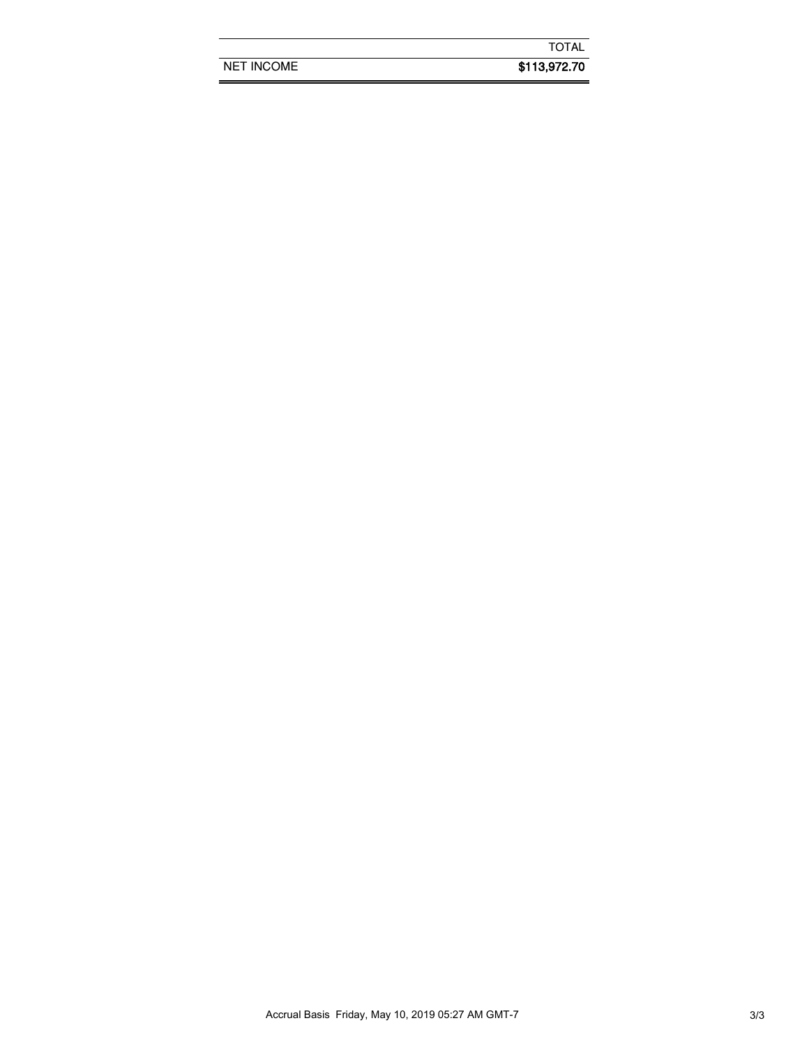| | TOTAL |
|---|---|
| NET INCOME | **$113,972.70** |

Accrual Basis Friday, May 10, 2019 05:27 AM GMT-7